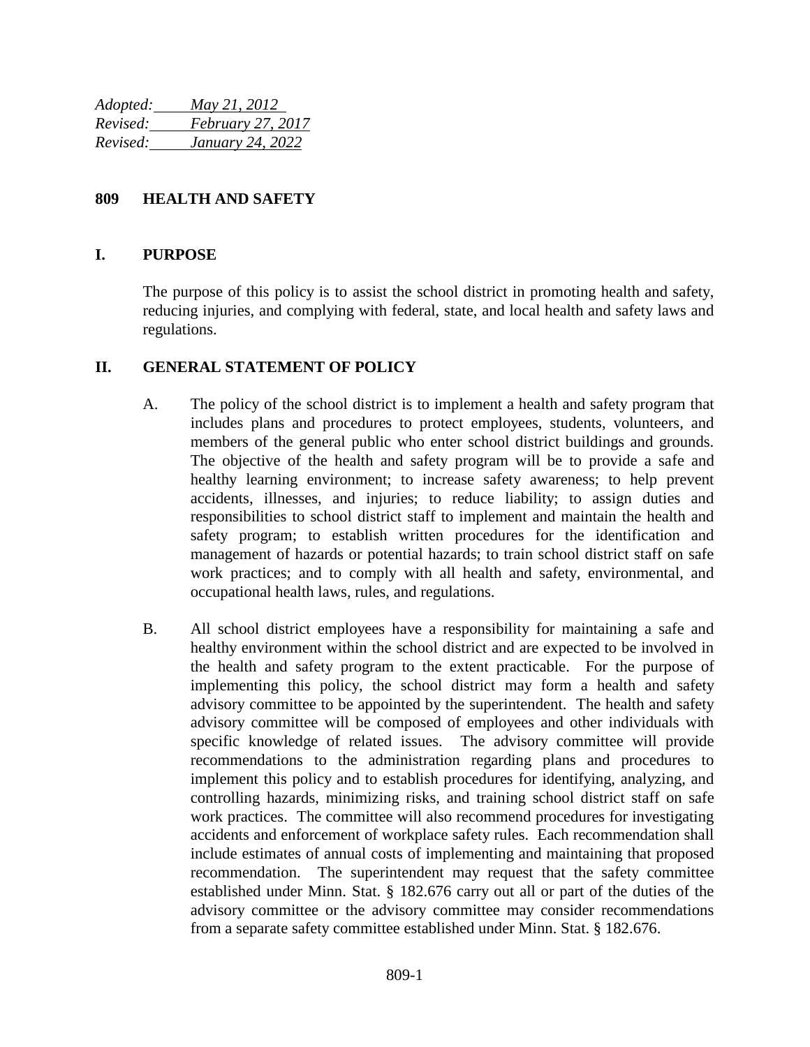*Adopted: May 21, 2012*
*Revised: February 27, 2017*
*Revised: January 24, 2022*

# 809 HEALTH AND SAFETY

## I. PURPOSE

The purpose of this policy is to assist the school district in promoting health and safety, reducing injuries, and complying with federal, state, and local health and safety laws and regulations.

## II. GENERAL STATEMENT OF POLICY

A. The policy of the school district is to implement a health and safety program that includes plans and procedures to protect employees, students, volunteers, and members of the general public who enter school district buildings and grounds. The objective of the health and safety program will be to provide a safe and healthy learning environment; to increase safety awareness; to help prevent accidents, illnesses, and injuries; to reduce liability; to assign duties and responsibilities to school district staff to implement and maintain the health and safety program; to establish written procedures for the identification and management of hazards or potential hazards; to train school district staff on safe work practices; and to comply with all health and safety, environmental, and occupational health laws, rules, and regulations.

B. All school district employees have a responsibility for maintaining a safe and healthy environment within the school district and are expected to be involved in the health and safety program to the extent practicable. For the purpose of implementing this policy, the school district may form a health and safety advisory committee to be appointed by the superintendent. The health and safety advisory committee will be composed of employees and other individuals with specific knowledge of related issues. The advisory committee will provide recommendations to the administration regarding plans and procedures to implement this policy and to establish procedures for identifying, analyzing, and controlling hazards, minimizing risks, and training school district staff on safe work practices. The committee will also recommend procedures for investigating accidents and enforcement of workplace safety rules. Each recommendation shall include estimates of annual costs of implementing and maintaining that proposed recommendation. The superintendent may request that the safety committee established under Minn. Stat. § 182.676 carry out all or part of the duties of the advisory committee or the advisory committee may consider recommendations from a separate safety committee established under Minn. Stat. § 182.676.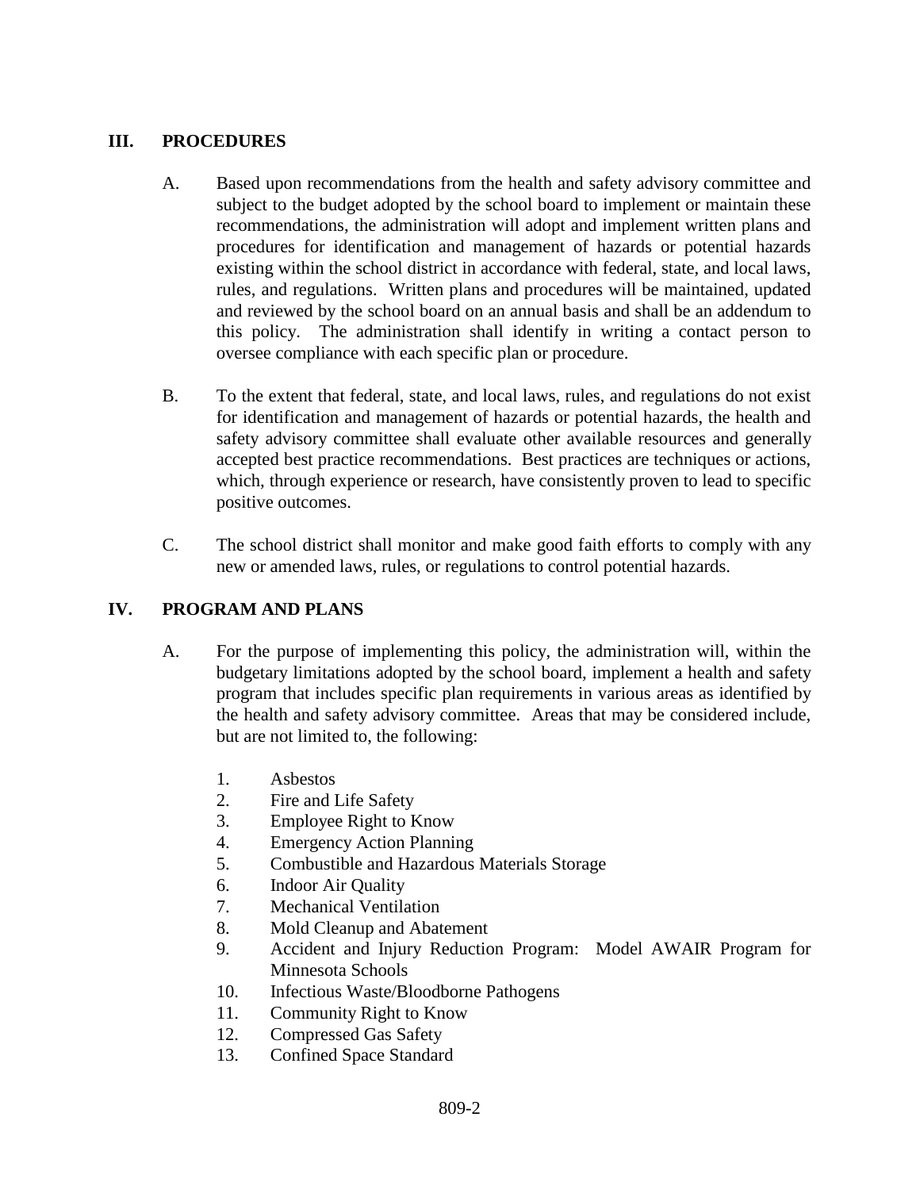## III. PROCEDURES

A. Based upon recommendations from the health and safety advisory committee and subject to the budget adopted by the school board to implement or maintain these recommendations, the administration will adopt and implement written plans and procedures for identification and management of hazards or potential hazards existing within the school district in accordance with federal, state, and local laws, rules, and regulations. Written plans and procedures will be maintained, updated and reviewed by the school board on an annual basis and shall be an addendum to this policy. The administration shall identify in writing a contact person to oversee compliance with each specific plan or procedure.

B. To the extent that federal, state, and local laws, rules, and regulations do not exist for identification and management of hazards or potential hazards, the health and safety advisory committee shall evaluate other available resources and generally accepted best practice recommendations. Best practices are techniques or actions, which, through experience or research, have consistently proven to lead to specific positive outcomes.

C. The school district shall monitor and make good faith efforts to comply with any new or amended laws, rules, or regulations to control potential hazards.

## IV. PROGRAM AND PLANS

A. For the purpose of implementing this policy, the administration will, within the budgetary limitations adopted by the school board, implement a health and safety program that includes specific plan requirements in various areas as identified by the health and safety advisory committee. Areas that may be considered include, but are not limited to, the following:

1. Asbestos
2. Fire and Life Safety
3. Employee Right to Know
4. Emergency Action Planning
5. Combustible and Hazardous Materials Storage
6. Indoor Air Quality
7. Mechanical Ventilation
8. Mold Cleanup and Abatement
9. Accident and Injury Reduction Program: Model AWAIR Program for Minnesota Schools
10. Infectious Waste/Bloodborne Pathogens
11. Community Right to Know
12. Compressed Gas Safety
13. Confined Space Standard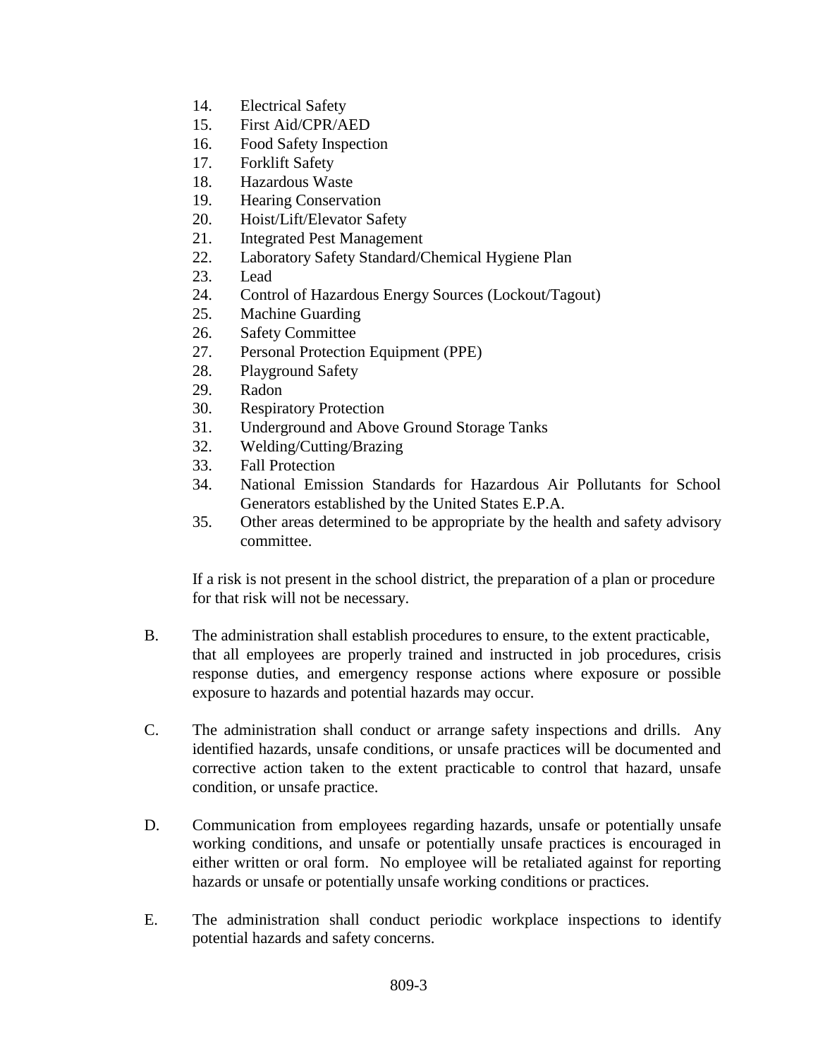14. Electrical Safety
15. First Aid/CPR/AED
16. Food Safety Inspection
17. Forklift Safety
18. Hazardous Waste
19. Hearing Conservation
20. Hoist/Lift/Elevator Safety
21. Integrated Pest Management
22. Laboratory Safety Standard/Chemical Hygiene Plan
23. Lead
24. Control of Hazardous Energy Sources (Lockout/Tagout)
25. Machine Guarding
26. Safety Committee
27. Personal Protection Equipment (PPE)
28. Playground Safety
29. Radon
30. Respiratory Protection
31. Underground and Above Ground Storage Tanks
32. Welding/Cutting/Brazing
33. Fall Protection
34. National Emission Standards for Hazardous Air Pollutants for School Generators established by the United States E.P.A.
35. Other areas determined to be appropriate by the health and safety advisory committee.

If a risk is not present in the school district, the preparation of a plan or procedure for that risk will not be necessary.

B. The administration shall establish procedures to ensure, to the extent practicable, that all employees are properly trained and instructed in job procedures, crisis response duties, and emergency response actions where exposure or possible exposure to hazards and potential hazards may occur.

C. The administration shall conduct or arrange safety inspections and drills. Any identified hazards, unsafe conditions, or unsafe practices will be documented and corrective action taken to the extent practicable to control that hazard, unsafe condition, or unsafe practice.

D. Communication from employees regarding hazards, unsafe or potentially unsafe working conditions, and unsafe or potentially unsafe practices is encouraged in either written or oral form. No employee will be retaliated against for reporting hazards or unsafe or potentially unsafe working conditions or practices.

E. The administration shall conduct periodic workplace inspections to identify potential hazards and safety concerns.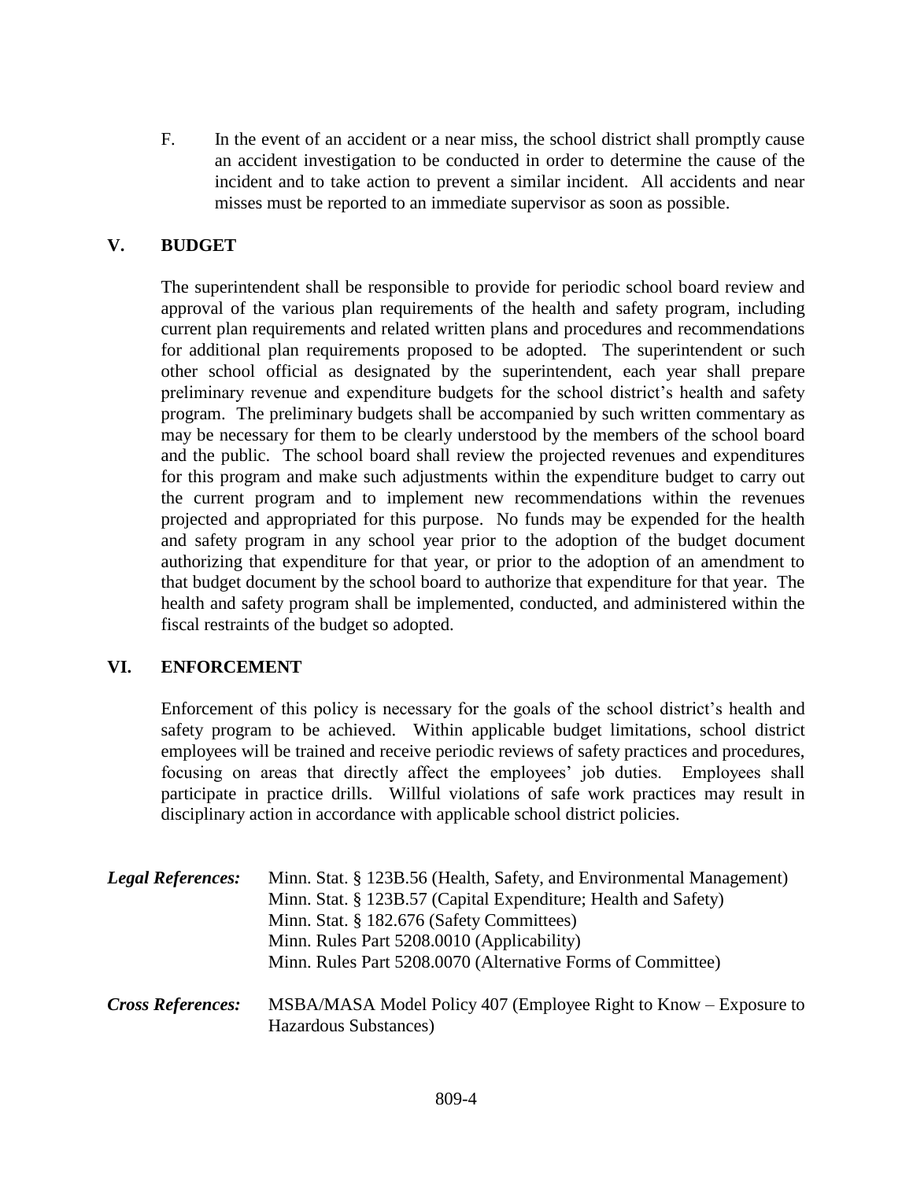F. In the event of an accident or a near miss, the school district shall promptly cause an accident investigation to be conducted in order to determine the cause of the incident and to take action to prevent a similar incident. All accidents and near misses must be reported to an immediate supervisor as soon as possible.

## V. BUDGET

The superintendent shall be responsible to provide for periodic school board review and approval of the various plan requirements of the health and safety program, including current plan requirements and related written plans and procedures and recommendations for additional plan requirements proposed to be adopted. The superintendent or such other school official as designated by the superintendent, each year shall prepare preliminary revenue and expenditure budgets for the school district's health and safety program. The preliminary budgets shall be accompanied by such written commentary as may be necessary for them to be clearly understood by the members of the school board and the public. The school board shall review the projected revenues and expenditures for this program and make such adjustments within the expenditure budget to carry out the current program and to implement new recommendations within the revenues projected and appropriated for this purpose. No funds may be expended for the health and safety program in any school year prior to the adoption of the budget document authorizing that expenditure for that year, or prior to the adoption of an amendment to that budget document by the school board to authorize that expenditure for that year. The health and safety program shall be implemented, conducted, and administered within the fiscal restraints of the budget so adopted.

## VI. ENFORCEMENT

Enforcement of this policy is necessary for the goals of the school district's health and safety program to be achieved. Within applicable budget limitations, school district employees will be trained and receive periodic reviews of safety practices and procedures, focusing on areas that directly affect the employees' job duties. Employees shall participate in practice drills. Willful violations of safe work practices may result in disciplinary action in accordance with applicable school district policies.

***Legal References:***
Minn. Stat. § 123B.56 (Health, Safety, and Environmental Management)
Minn. Stat. § 123B.57 (Capital Expenditure; Health and Safety)
Minn. Stat. § 182.676 (Safety Committees)
Minn. Rules Part 5208.0010 (Applicability)
Minn. Rules Part 5208.0070 (Alternative Forms of Committee)

***Cross References:***
MSBA/MASA Model Policy 407 (Employee Right to Know – Exposure to Hazardous Substances)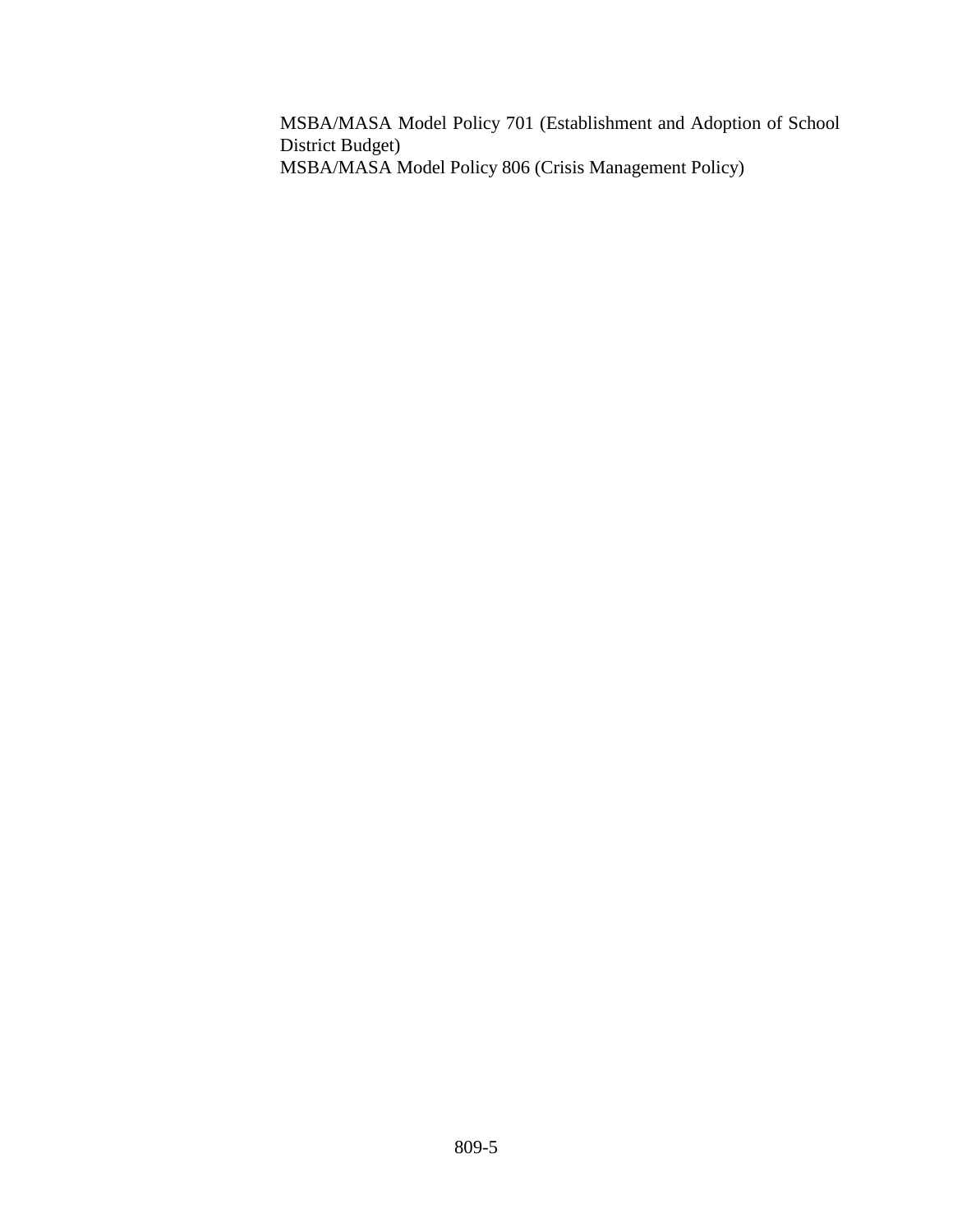MSBA/MASA Model Policy 701 (Establishment and Adoption of School District Budget)
MSBA/MASA Model Policy 806 (Crisis Management Policy)